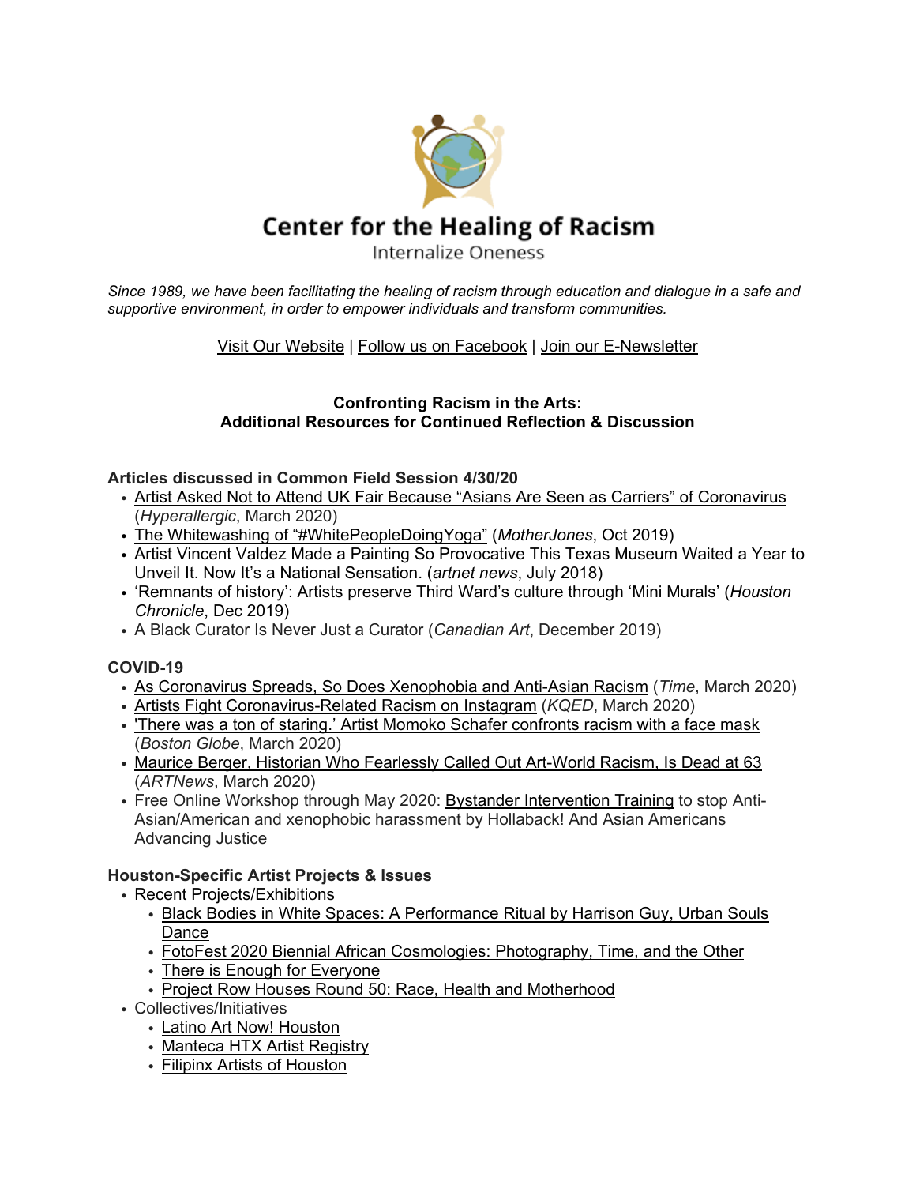# Center for the Healing of Racism

Internalize Oneness

*Since 1989, we have been facilitating the healing of racism through education and dialogue in a safe and supportive environment, in order to empower individuals and transform communities.*

Visit Our Website | Follow us on Facebook | Join our E-Newsletter

**Confronting Racism in the Arts:**
**Additional Resources for Continued Reflection & Discussion**

### Articles discussed in Common Field Session 4/30/20

- Artist Asked Not to Attend UK Fair Because "Asians Are Seen as Carriers" of Coronavirus (*Hyperallergic*, March 2020)
- The Whitewashing of "#WhitePeopleDoingYoga" (*MotherJones*, Oct 2019)
- Artist Vincent Valdez Made a Painting So Provocative This Texas Museum Waited a Year to Unveil It. Now It's a National Sensation. (*artnet news*, July 2018)
- 'Remnants of history': Artists preserve Third Ward's culture through 'Mini Murals' (*Houston Chronicle*, Dec 2019)
- A Black Curator Is Never Just a Curator (*Canadian Art*, December 2019)

### COVID-19

- As Coronavirus Spreads, So Does Xenophobia and Anti-Asian Racism (*Time*, March 2020)
- Artists Fight Coronavirus-Related Racism on Instagram (*KQED*, March 2020)
- 'There was a ton of staring.' Artist Momoko Schafer confronts racism with a face mask (*Boston Globe*, March 2020)
- Maurice Berger, Historian Who Fearlessly Called Out Art-World Racism, Is Dead at 63 (*ARTNews*, March 2020)
- Free Online Workshop through May 2020: Bystander Intervention Training to stop Anti-Asian/American and xenophobic harassment by Hollaback! And Asian Americans Advancing Justice

### Houston-Specific Artist Projects & Issues

- Recent Projects/Exhibitions
  - Black Bodies in White Spaces: A Performance Ritual by Harrison Guy, Urban Souls Dance
  - FotoFest 2020 Biennial African Cosmologies: Photography, Time, and the Other
  - There is Enough for Everyone
  - Project Row Houses Round 50: Race, Health and Motherhood
- Collectives/Initiatives
  - Latino Art Now! Houston
  - Manteca HTX Artist Registry
  - Filipinx Artists of Houston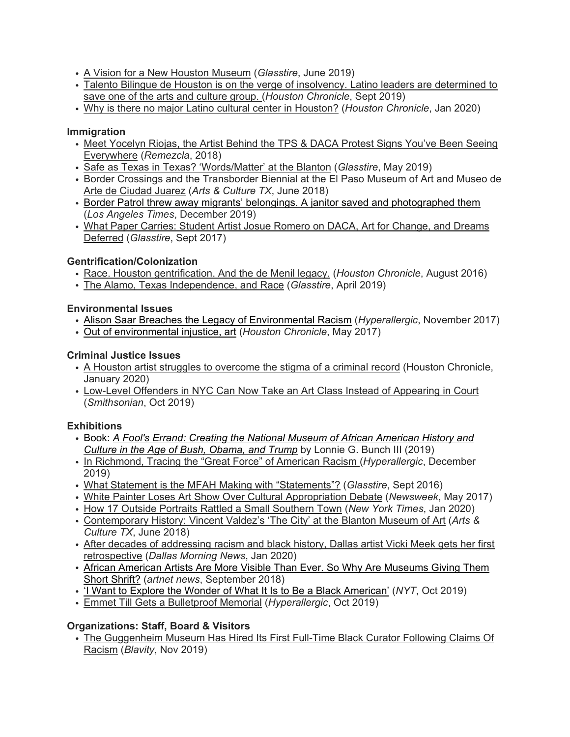- A Vision for a New Houston Museum (*Glasstire*, June 2019)
- Talento Bilingue de Houston is on the verge of insolvency. Latino leaders are determined to save one of the arts and culture group. (*Houston Chronicle*, Sept 2019)
- Why is there no major Latino cultural center in Houston? (*Houston Chronicle*, Jan 2020)

**Immigration**

- Meet Yocelyn Riojas, the Artist Behind the TPS & DACA Protest Signs You've Been Seeing Everywhere (*Remezcla*, 2018)
- Safe as Texas in Texas? 'Words/Matter' at the Blanton (*Glasstire*, May 2019)
- Border Crossings and the Transborder Biennial at the El Paso Museum of Art and Museo de Arte de Ciudad Juarez (*Arts & Culture TX*, June 2018)
- Border Patrol threw away migrants' belongings. A janitor saved and photographed them (*Los Angeles Times*, December 2019)
- What Paper Carries: Student Artist Josue Romero on DACA, Art for Change, and Dreams Deferred (*Glasstire*, Sept 2017)

**Gentrification/Colonization**

- Race. Houston gentrification. And the de Menil legacy. (*Houston Chronicle*, August 2016)
- The Alamo, Texas Independence, and Race (*Glasstire*, April 2019)

**Environmental Issues**

- Alison Saar Breaches the Legacy of Environmental Racism (*Hyperallergic*, November 2017)
- Out of environmental injustice, art (*Houston Chronicle*, May 2017)

**Criminal Justice Issues**

- A Houston artist struggles to overcome the stigma of a criminal record (Houston Chronicle, January 2020)
- Low-Level Offenders in NYC Can Now Take an Art Class Instead of Appearing in Court (*Smithsonian*, Oct 2019)

**Exhibitions**

- Book: *A Fool's Errand: Creating the National Museum of African American History and Culture in the Age of Bush, Obama, and Trump* by Lonnie G. Bunch III (2019)
- In Richmond, Tracing the "Great Force" of American Racism (*Hyperallergic*, December 2019)
- What Statement is the MFAH Making with "Statements"? (*Glasstire*, Sept 2016)
- White Painter Loses Art Show Over Cultural Appropriation Debate (*Newsweek*, May 2017)
- How 17 Outside Portraits Rattled a Small Southern Town (*New York Times*, Jan 2020)
- Contemporary History: Vincent Valdez's 'The City' at the Blanton Museum of Art (*Arts & Culture TX*, June 2018)
- After decades of addressing racism and black history, Dallas artist Vicki Meek gets her first retrospective (*Dallas Morning News*, Jan 2020)
- African American Artists Are More Visible Than Ever. So Why Are Museums Giving Them Short Shrift? (*artnet news*, September 2018)
- 'I Want to Explore the Wonder of What It Is to Be a Black American' (*NYT*, Oct 2019)
- Emmet Till Gets a Bulletproof Memorial (*Hyperallergic*, Oct 2019)

**Organizations: Staff, Board & Visitors**

- The Guggenheim Museum Has Hired Its First Full-Time Black Curator Following Claims Of Racism (*Blavity*, Nov 2019)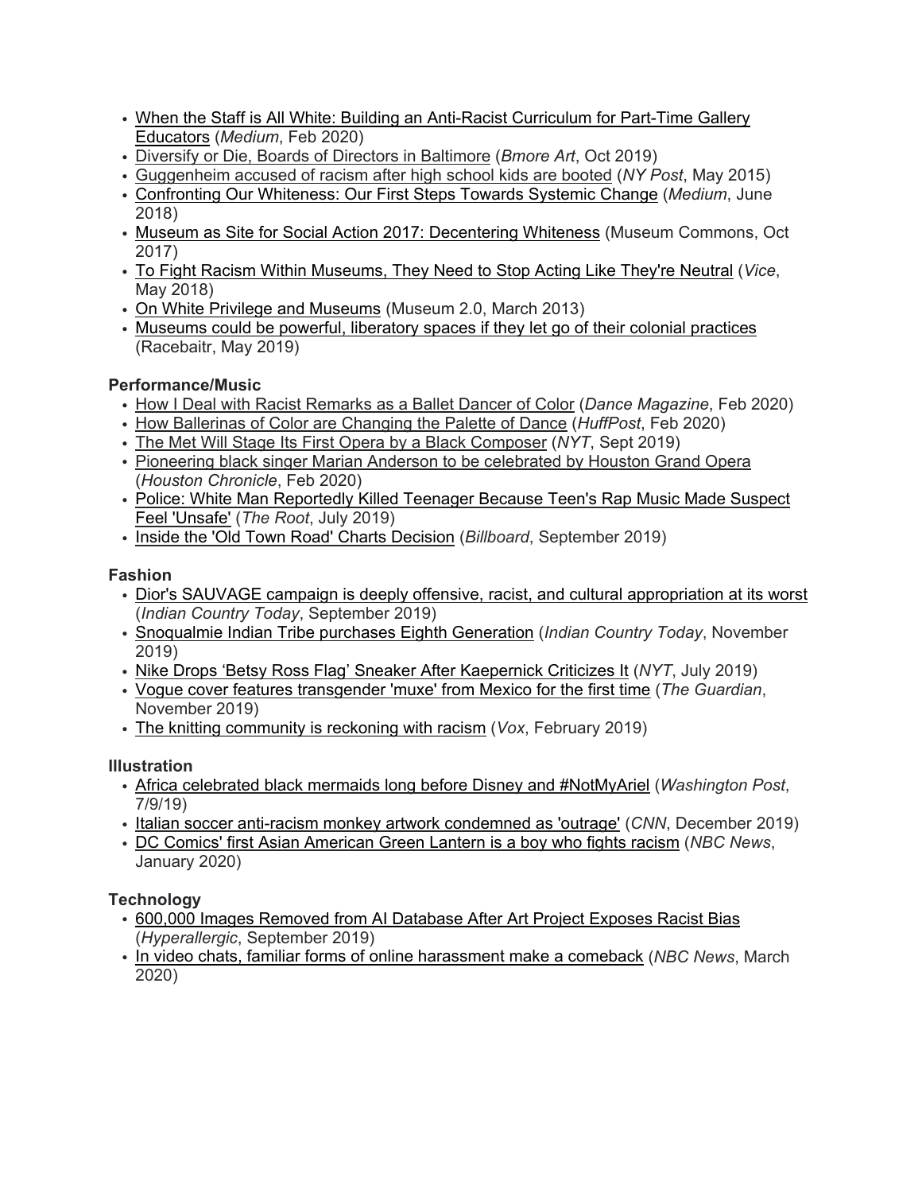- When the Staff is All White: Building an Anti-Racist Curriculum for Part-Time Gallery Educators (*Medium*, Feb 2020)
- Diversify or Die, Boards of Directors in Baltimore (*Bmore Art*, Oct 2019)
- Guggenheim accused of racism after high school kids are booted (*NY Post*, May 2015)
- Confronting Our Whiteness: Our First Steps Towards Systemic Change (*Medium*, June 2018)
- Museum as Site for Social Action 2017: Decentering Whiteness (Museum Commons, Oct 2017)
- To Fight Racism Within Museums, They Need to Stop Acting Like They're Neutral (*Vice*, May 2018)
- On White Privilege and Museums (Museum 2.0, March 2013)
- Museums could be powerful, liberatory spaces if they let go of their colonial practices (Racebaitr, May 2019)

**Performance/Music**

- How I Deal with Racist Remarks as a Ballet Dancer of Color (*Dance Magazine*, Feb 2020)
- How Ballerinas of Color are Changing the Palette of Dance (*HuffPost*, Feb 2020)
- The Met Will Stage Its First Opera by a Black Composer (*NYT*, Sept 2019)
- Pioneering black singer Marian Anderson to be celebrated by Houston Grand Opera (*Houston Chronicle*, Feb 2020)
- Police: White Man Reportedly Killed Teenager Because Teen's Rap Music Made Suspect Feel 'Unsafe' (*The Root*, July 2019)
- Inside the 'Old Town Road' Charts Decision (*Billboard*, September 2019)

**Fashion**

- Dior's SAUVAGE campaign is deeply offensive, racist, and cultural appropriation at its worst (*Indian Country Today*, September 2019)
- Snoqualmie Indian Tribe purchases Eighth Generation (*Indian Country Today*, November 2019)
- Nike Drops 'Betsy Ross Flag' Sneaker After Kaepernick Criticizes It (*NYT*, July 2019)
- Vogue cover features transgender 'muxe' from Mexico for the first time (*The Guardian*, November 2019)
- The knitting community is reckoning with racism (*Vox*, February 2019)

**Illustration**

- Africa celebrated black mermaids long before Disney and #NotMyAriel (*Washington Post*, 7/9/19)
- Italian soccer anti-racism monkey artwork condemned as 'outrage' (*CNN*, December 2019)
- DC Comics' first Asian American Green Lantern is a boy who fights racism (*NBC News*, January 2020)

**Technology**

- 600,000 Images Removed from AI Database After Art Project Exposes Racist Bias (*Hyperallergic*, September 2019)
- In video chats, familiar forms of online harassment make a comeback (*NBC News*, March 2020)